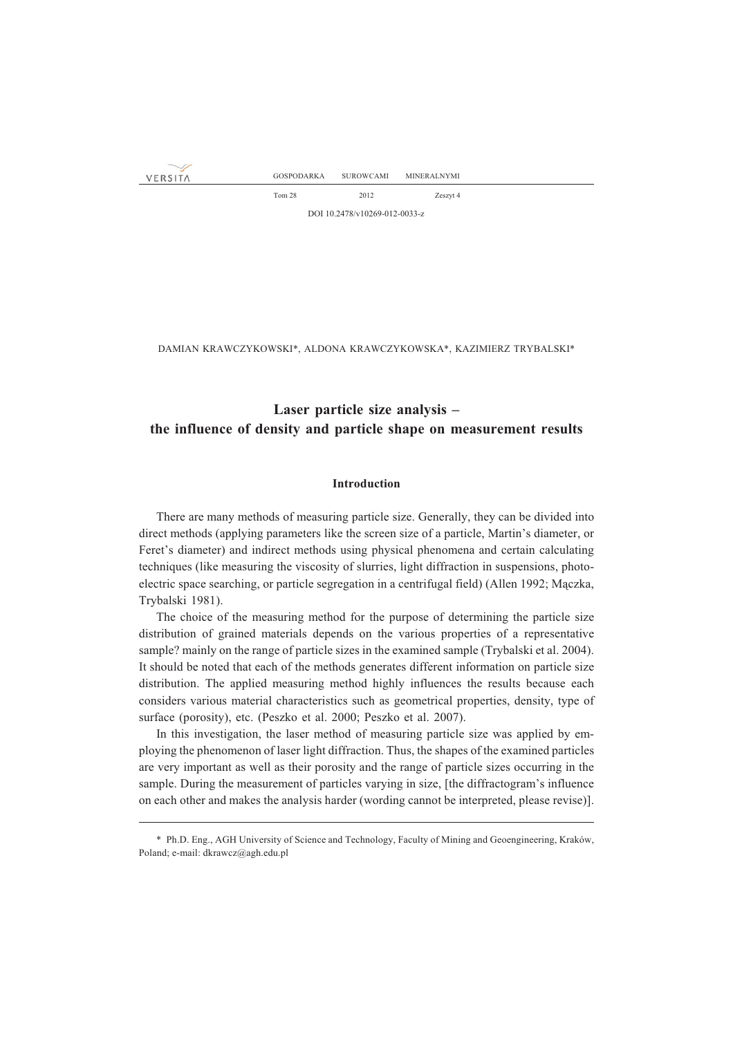DAMIAN KRAWCZYKOWSKI*, ALDONA KRAWCZYKOWSKA*, KAZIMIERZ TRYBALSKI*

# Laser particle size analysis – the influence of density and particle shape on measurement results

## Introduction

There are many methods of measuring particle size. Generally, they can be divided into direct methods (applying parameters like the screen size of a particle, Martin's diameter, or Feret's diameter) and indirect methods using physical phenomena and certain calculating techniques (like measuring the viscosity of slurries, light diffraction in suspensions, photoelectric space searching, or particle segregation in a centrifugal field) (Allen 1992; Mączka, Trybalski 1981).

The choice of the measuring method for the purpose of determining the particle size distribution of grained materials depends on the various properties of a representative sample? mainly on the range of particle sizes in the examined sample (Trybalski et al. 2004). It should be noted that each of the methods generates different information on particle size distribution. The applied measuring method highly influences the results because each considers various material characteristics such as geometrical properties, density, type of surface (porosity), etc. (Peszko et al. 2000; Peszko et al. 2007).

In this investigation, the laser method of measuring particle size was applied by employing the phenomenon of laser light diffraction. Thus, the shapes of the examined particles are very important as well as their porosity and the range of particle sizes occurring in the sample. During the measurement of particles varying in size, [the diffractogram's influence on each other and makes the analysis harder (wording cannot be interpreted, please revise)].

---

\* Ph.D. Eng., AGH University of Science and Technology, Faculty of Mining and Geoengineering, Kraków, Poland; e-mail: dkrawcz@agh.edu.pl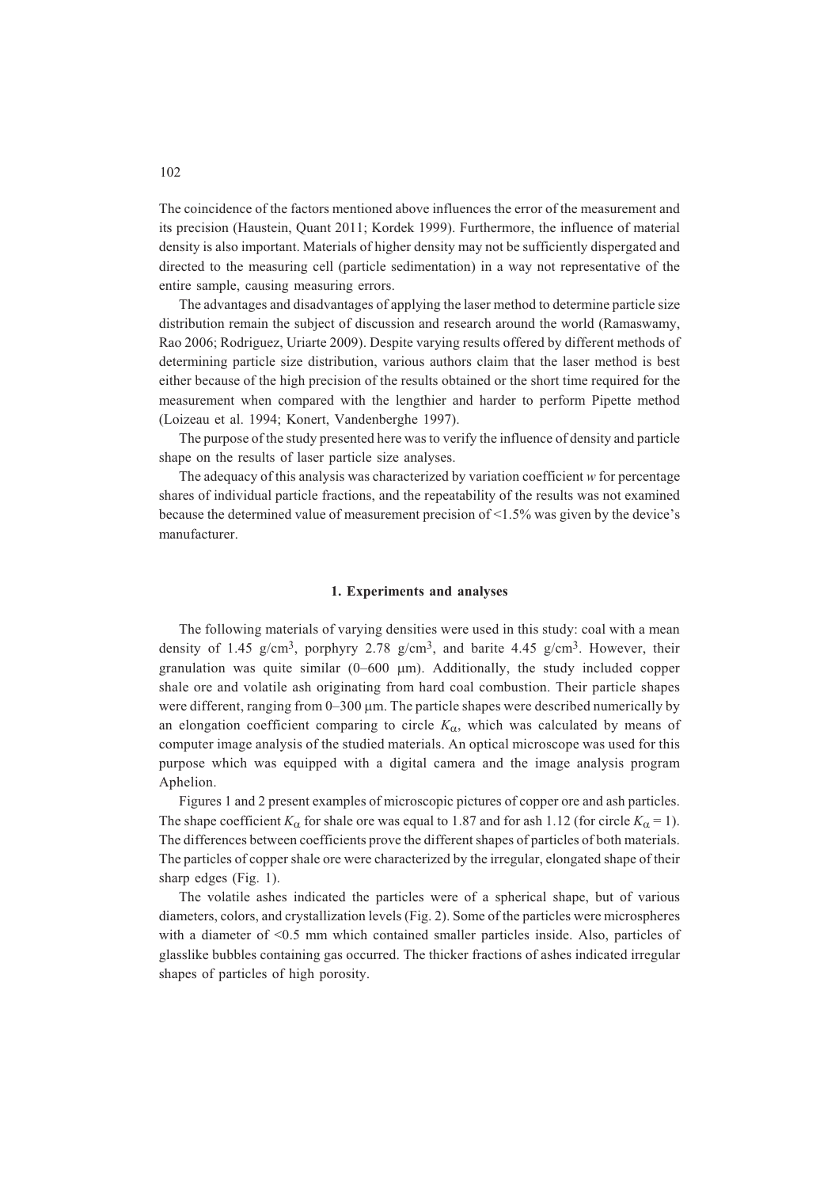The coincidence of the factors mentioned above influences the error of the measurement and its precision (Haustein, Quant 2011; Kordek 1999). Furthermore, the influence of material density is also important. Materials of higher density may not be sufficiently dispergated and directed to the measuring cell (particle sedimentation) in a way not representative of the entire sample, causing measuring errors.

The advantages and disadvantages of applying the laser method to determine particle size distribution remain the subject of discussion and research around the world (Ramaswamy, Rao 2006; Rodriguez, Uriarte 2009). Despite varying results offered by different methods of determining particle size distribution, various authors claim that the laser method is best either because of the high precision of the results obtained or the short time required for the measurement when compared with the lengthier and harder to perform Pipette method (Loizeau et al. 1994; Konert, Vandenberghe 1997).

The purpose of the study presented here was to verify the influence of density and particle shape on the results of laser particle size analyses.

The adequacy of this analysis was characterized by variation coefficient *w* for percentage shares of individual particle fractions, and the repeatability of the results was not examined because the determined value of measurement precision of <1.5% was given by the device's manufacturer.

## 1. Experiments and analyses

The following materials of varying densities were used in this study: coal with a mean density of 1.45 g/cm$^3$, porphyry 2.78 g/cm$^3$, and barite 4.45 g/cm$^3$. However, their granulation was quite similar (0–600 μm). Additionally, the study included copper shale ore and volatile ash originating from hard coal combustion. Their particle shapes were different, ranging from 0–300 μm. The particle shapes were described numerically by an elongation coefficient comparing to circle $K_\alpha$, which was calculated by means of computer image analysis of the studied materials. An optical microscope was used for this purpose which was equipped with a digital camera and the image analysis program Aphelion.

Figures 1 and 2 present examples of microscopic pictures of copper ore and ash particles. The shape coefficient $K_\alpha$ for shale ore was equal to 1.87 and for ash 1.12 (for circle $K_\alpha = 1$). The differences between coefficients prove the different shapes of particles of both materials. The particles of copper shale ore were characterized by the irregular, elongated shape of their sharp edges (Fig. 1).

The volatile ashes indicated the particles were of a spherical shape, but of various diameters, colors, and crystallization levels (Fig. 2). Some of the particles were microspheres with a diameter of <0.5 mm which contained smaller particles inside. Also, particles of glasslike bubbles containing gas occurred. The thicker fractions of ashes indicated irregular shapes of particles of high porosity.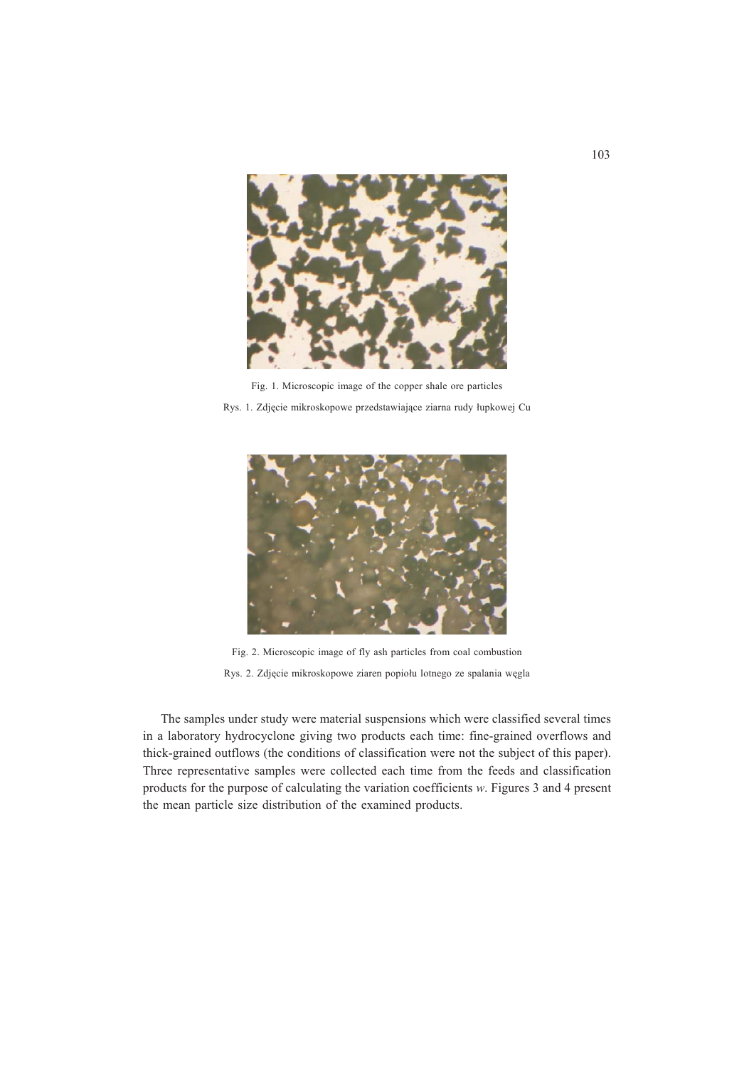Fig. 1. Microscopic image of the copper shale ore particles

Rys. 1. Zdjęcie mikroskopowe przedstawiające ziarna rudy łupkowej Cu

Fig. 2. Microscopic image of fly ash particles from coal combustion

Rys. 2. Zdjęcie mikroskopowe ziaren popiołu lotnego ze spalania węgla

The samples under study were material suspensions which were classified several times in a laboratory hydrocyclone giving two products each time: fine-grained overflows and thick-grained outflows (the conditions of classification were not the subject of this paper). Three representative samples were collected each time from the feeds and classification products for the purpose of calculating the variation coefficients *w*. Figures 3 and 4 present the mean particle size distribution of the examined products.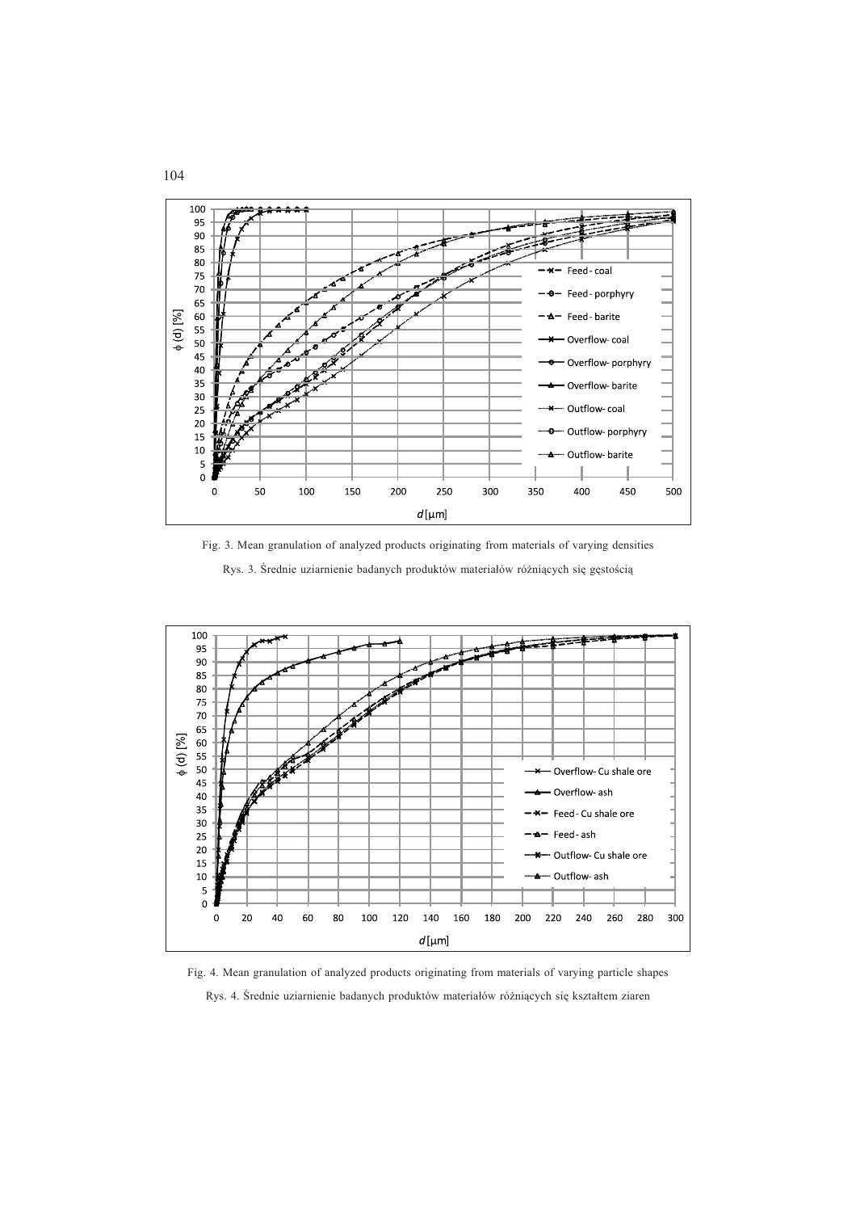Fig. 3. Mean granulation of analyzed products originating from materials of varying densities

Rys. 3. Średnie uziarnienie badanych produktów materiałów różniących się gęstością

Fig. 4. Mean granulation of analyzed products originating from materials of varying particle shapes

Rys. 4. Średnie uziarnienie badanych produktów materiałów różniących się kształtem ziaren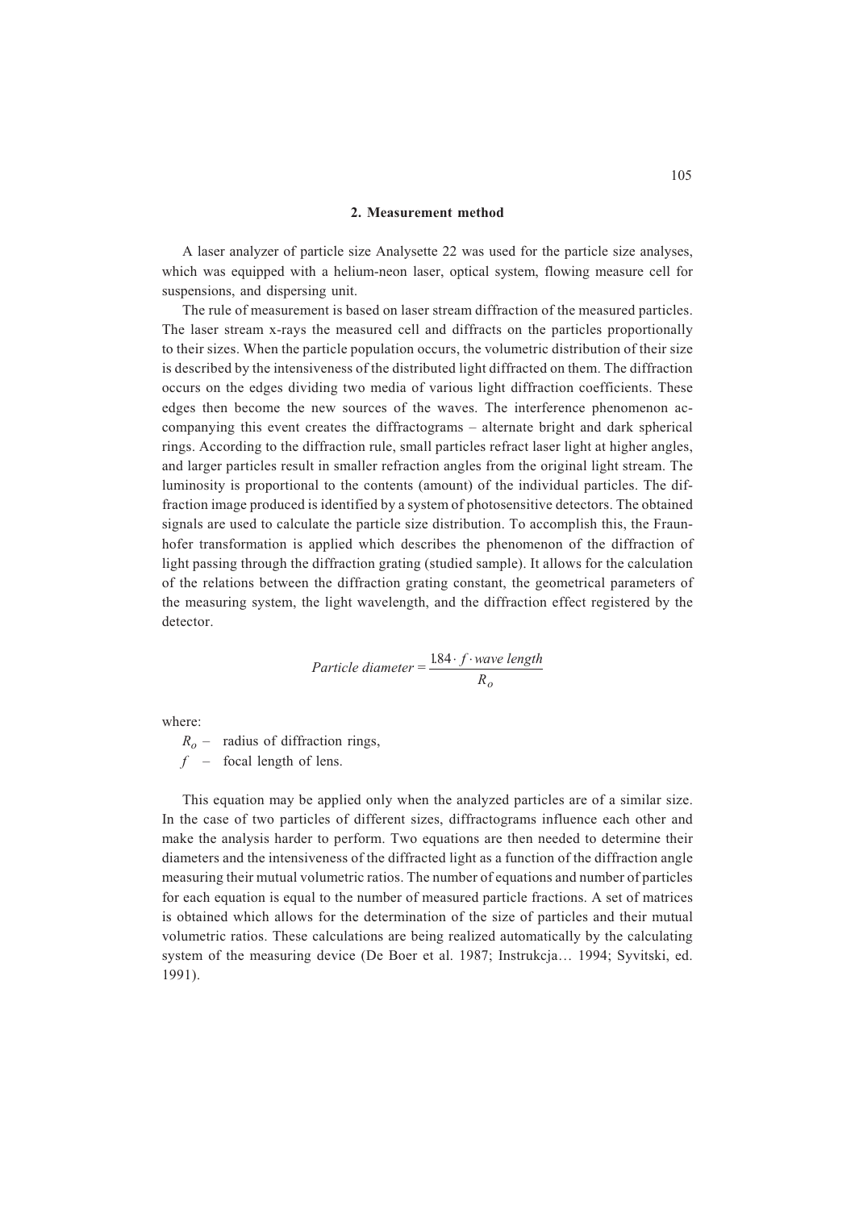## 2. Measurement method

A laser analyzer of particle size Analysette 22 was used for the particle size analyses, which was equipped with a helium-neon laser, optical system, flowing measure cell for suspensions, and dispersing unit.

The rule of measurement is based on laser stream diffraction of the measured particles. The laser stream x-rays the measured cell and diffracts on the particles proportionally to their sizes. When the particle population occurs, the volumetric distribution of their size is described by the intensiveness of the distributed light diffracted on them. The diffraction occurs on the edges dividing two media of various light diffraction coefficients. These edges then become the new sources of the waves. The interference phenomenon accompanying this event creates the diffractograms – alternate bright and dark spherical rings. According to the diffraction rule, small particles refract laser light at higher angles, and larger particles result in smaller refraction angles from the original light stream. The luminosity is proportional to the contents (amount) of the individual particles. The diffraction image produced is identified by a system of photosensitive detectors. The obtained signals are used to calculate the particle size distribution. To accomplish this, the Fraunhofer transformation is applied which describes the phenomenon of the diffraction of light passing through the diffraction grating (studied sample). It allows for the calculation of the relations between the diffraction grating constant, the geometrical parameters of the measuring system, the light wavelength, and the diffraction effect registered by the detector.

$$Particle\ diameter = \frac{1.84 \cdot f \cdot wave\ length}{R_o}$$

where:

$R_o$ – radius of diffraction rings,

$f$ – focal length of lens.

This equation may be applied only when the analyzed particles are of a similar size. In the case of two particles of different sizes, diffractograms influence each other and make the analysis harder to perform. Two equations are then needed to determine their diameters and the intensiveness of the diffracted light as a function of the diffraction angle measuring their mutual volumetric ratios. The number of equations and number of particles for each equation is equal to the number of measured particle fractions. A set of matrices is obtained which allows for the determination of the size of particles and their mutual volumetric ratios. These calculations are being realized automatically by the calculating system of the measuring device (De Boer et al. 1987; Instrukcja… 1994; Syvitski, ed. 1991).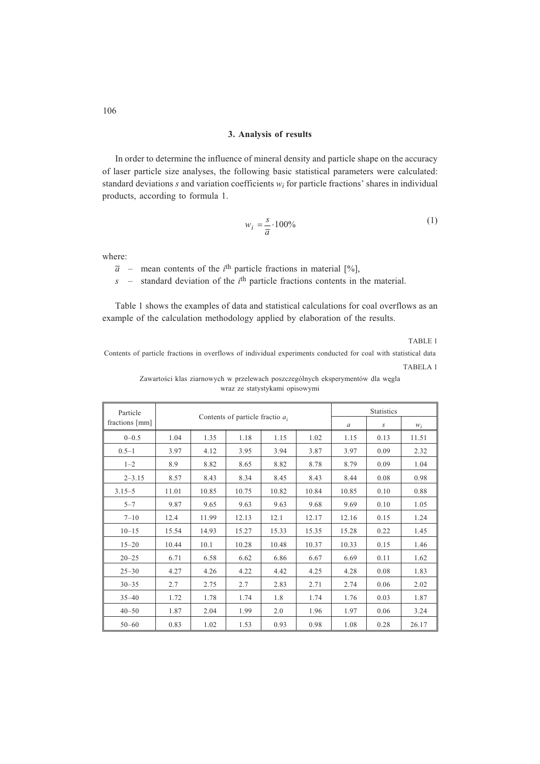## 3. Analysis of results

In order to determine the influence of mineral density and particle shape on the accuracy of laser particle size analyses, the following basic statistical parameters were calculated: standard deviations $s$ and variation coefficients $w_i$ for particle fractions' shares in individual products, according to formula 1.

$$w_i = \frac{s}{\overline{a}} \cdot 100\% \tag{1}$$

where:

- $\overline{a}$ – mean contents of the $i^{\text{th}}$ particle fractions in material [%],
- $s$ – standard deviation of the $i^{\text{th}}$ particle fractions contents in the material.

Table 1 shows the examples of data and statistical calculations for coal overflows as an example of the calculation methodology applied by elaboration of the results.

TABLE 1

Contents of particle fractions in overflows of individual experiments conducted for coal with statistical data

TABELA 1

Zawartości klas ziarnowych w przelewach poszczególnych eksperymentów dla węgla wraz ze statystykami opisowymi

| Particle fractions [mm] | Contents of particle fractio $a_i$ | | | | | Statistics | | |
|---|---|---|---|---|---|---|---|---|
| | | | | | | $a$ | $s$ | $w_i$ |
| 0–0.5 | 1.04 | 1.35 | 1.18 | 1.15 | 1.02 | 1.15 | 0.13 | 11.51 |
| 0.5–1 | 3.97 | 4.12 | 3.95 | 3.94 | 3.87 | 3.97 | 0.09 | 2.32 |
| 1–2 | 8.9 | 8.82 | 8.65 | 8.82 | 8.78 | 8.79 | 0.09 | 1.04 |
| 2–3.15 | 8.57 | 8.43 | 8.34 | 8.45 | 8.43 | 8.44 | 0.08 | 0.98 |
| 3.15–5 | 11.01 | 10.85 | 10.75 | 10.82 | 10.84 | 10.85 | 0.10 | 0.88 |
| 5–7 | 9.87 | 9.65 | 9.63 | 9.63 | 9.68 | 9.69 | 0.10 | 1.05 |
| 7–10 | 12.4 | 11.99 | 12.13 | 12.1 | 12.17 | 12.16 | 0.15 | 1.24 |
| 10–15 | 15.54 | 14.93 | 15.27 | 15.33 | 15.35 | 15.28 | 0.22 | 1.45 |
| 15–20 | 10.44 | 10.1 | 10.28 | 10.48 | 10.37 | 10.33 | 0.15 | 1.46 |
| 20–25 | 6.71 | 6.58 | 6.62 | 6.86 | 6.67 | 6.69 | 0.11 | 1.62 |
| 25–30 | 4.27 | 4.26 | 4.22 | 4.42 | 4.25 | 4.28 | 0.08 | 1.83 |
| 30–35 | 2.7 | 2.75 | 2.7 | 2.83 | 2.71 | 2.74 | 0.06 | 2.02 |
| 35–40 | 1.72 | 1.78 | 1.74 | 1.8 | 1.74 | 1.76 | 0.03 | 1.87 |
| 40–50 | 1.87 | 2.04 | 1.99 | 2.0 | 1.96 | 1.97 | 0.06 | 3.24 |
| 50–60 | 0.83 | 1.02 | 1.53 | 0.93 | 0.98 | 1.08 | 0.28 | 26.17 |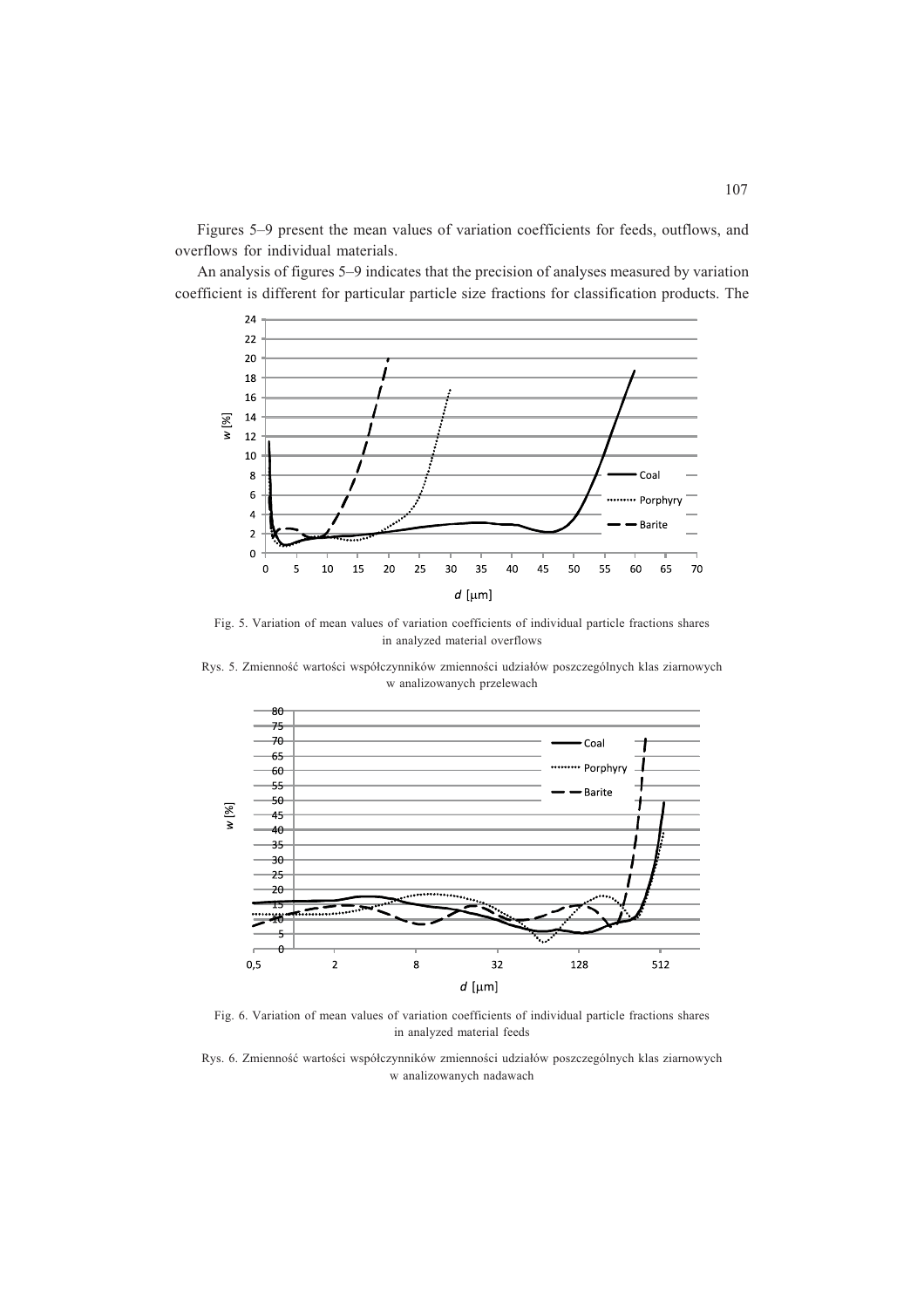Figures 5–9 present the mean values of variation coefficients for feeds, outflows, and overflows for individual materials.

An analysis of figures 5–9 indicates that the precision of analyses measured by variation coefficient is different for particular particle size fractions for classification products. The

Fig. 5. Variation of mean values of variation coefficients of individual particle fractions shares in analyzed material overflows

Rys. 5. Zmienność wartości współczynników zmienności udziałów poszczególnych klas ziarnowych w analizowanych przelewach

Fig. 6. Variation of mean values of variation coefficients of individual particle fractions shares in analyzed material feeds

Rys. 6. Zmienność wartości współczynników zmienności udziałów poszczególnych klas ziarnowych w analizowanych nadawach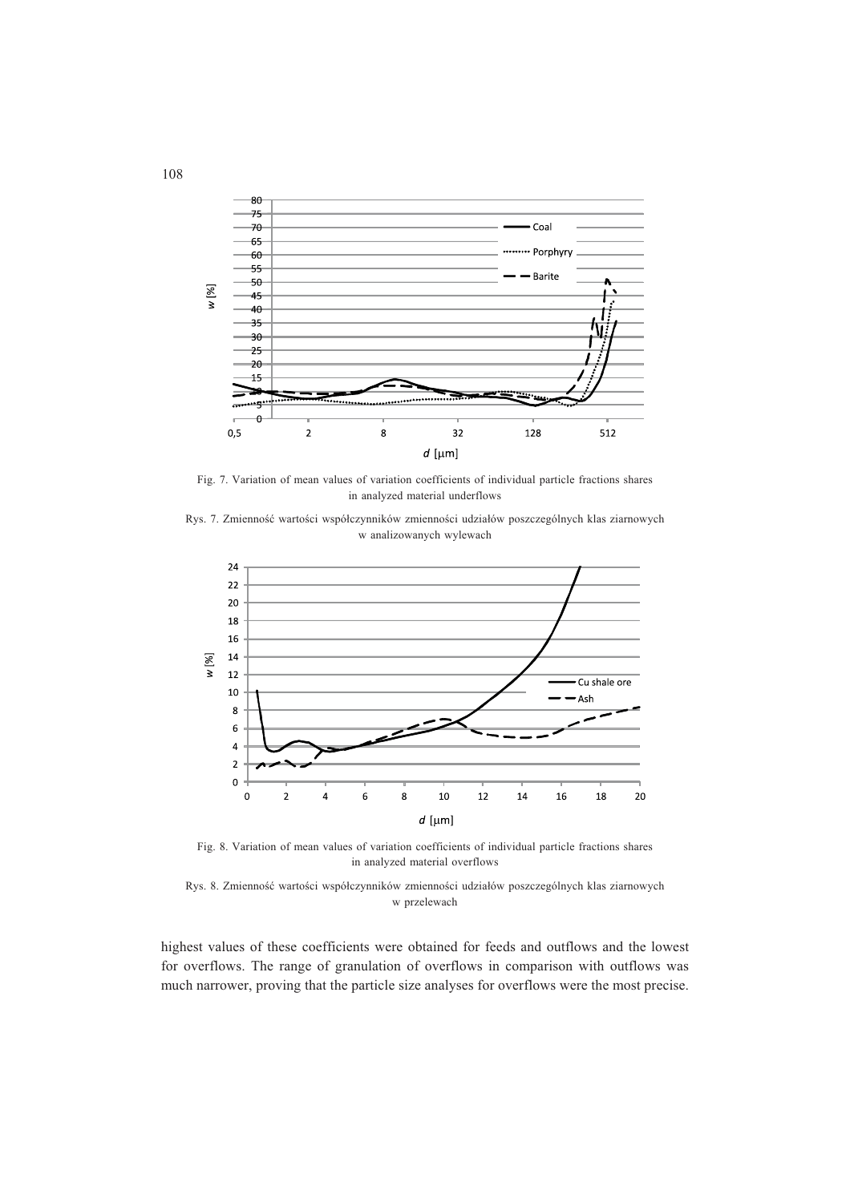Fig. 7. Variation of mean values of variation coefficients of individual particle fractions shares in analyzed material underflows

Rys. 7. Zmienność wartości współczynników zmienności udziałów poszczególnych klas ziarnowych w analizowanych wylewach

Fig. 8. Variation of mean values of variation coefficients of individual particle fractions shares in analyzed material overflows

Rys. 8. Zmienność wartości współczynników zmienności udziałów poszczególnych klas ziarnowych w przelewach

highest values of these coefficients were obtained for feeds and outflows and the lowest for overflows. The range of granulation of overflows in comparison with outflows was much narrower, proving that the particle size analyses for overflows were the most precise.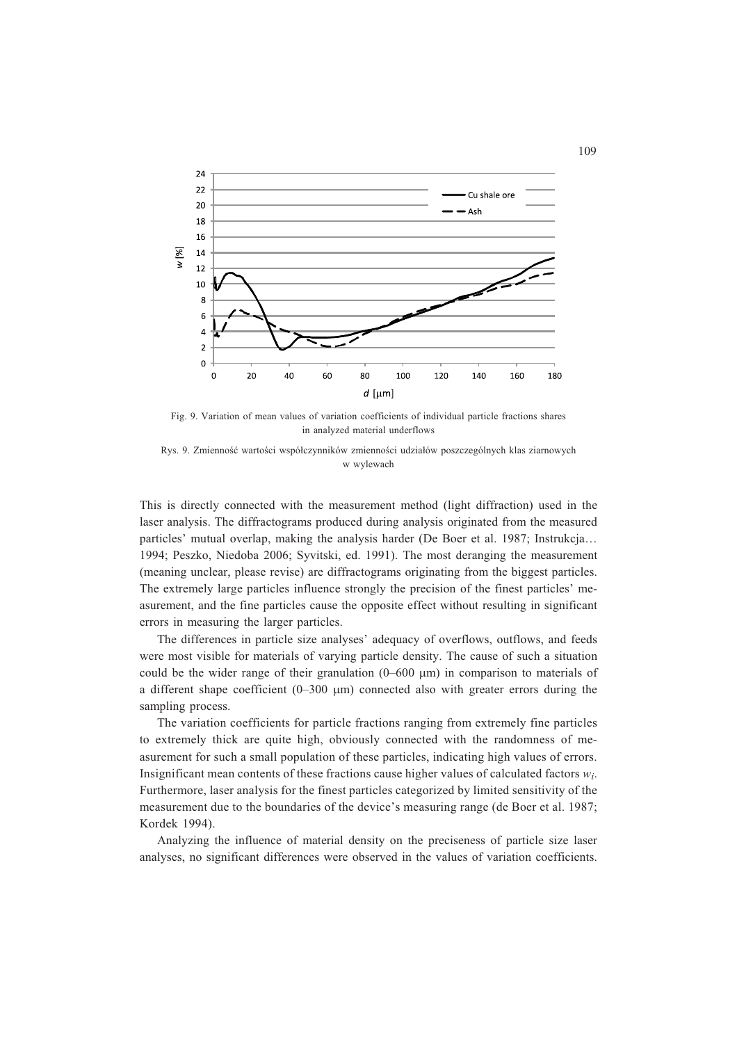Fig. 9. Variation of mean values of variation coefficients of individual particle fractions shares in analyzed material underflows

Rys. 9. Zmienność wartości współczynników zmienności udziałów poszczególnych klas ziarnowych w wylewach

This is directly connected with the measurement method (light diffraction) used in the laser analysis. The diffractograms produced during analysis originated from the measured particles' mutual overlap, making the analysis harder (De Boer et al. 1987; Instrukcja… 1994; Peszko, Niedoba 2006; Syvitski, ed. 1991). The most deranging the measurement (meaning unclear, please revise) are diffractograms originating from the biggest particles. The extremely large particles influence strongly the precision of the finest particles' measurement, and the fine particles cause the opposite effect without resulting in significant errors in measuring the larger particles.

The differences in particle size analyses' adequacy of overflows, outflows, and feeds were most visible for materials of varying particle density. The cause of such a situation could be the wider range of their granulation (0–600 μm) in comparison to materials of a different shape coefficient (0–300 μm) connected also with greater errors during the sampling process.

The variation coefficients for particle fractions ranging from extremely fine particles to extremely thick are quite high, obviously connected with the randomness of measurement for such a small population of these particles, indicating high values of errors. Insignificant mean contents of these fractions cause higher values of calculated factors $w_i$. Furthermore, laser analysis for the finest particles categorized by limited sensitivity of the measurement due to the boundaries of the device's measuring range (de Boer et al. 1987; Kordek 1994).

Analyzing the influence of material density on the preciseness of particle size laser analyses, no significant differences were observed in the values of variation coefficients.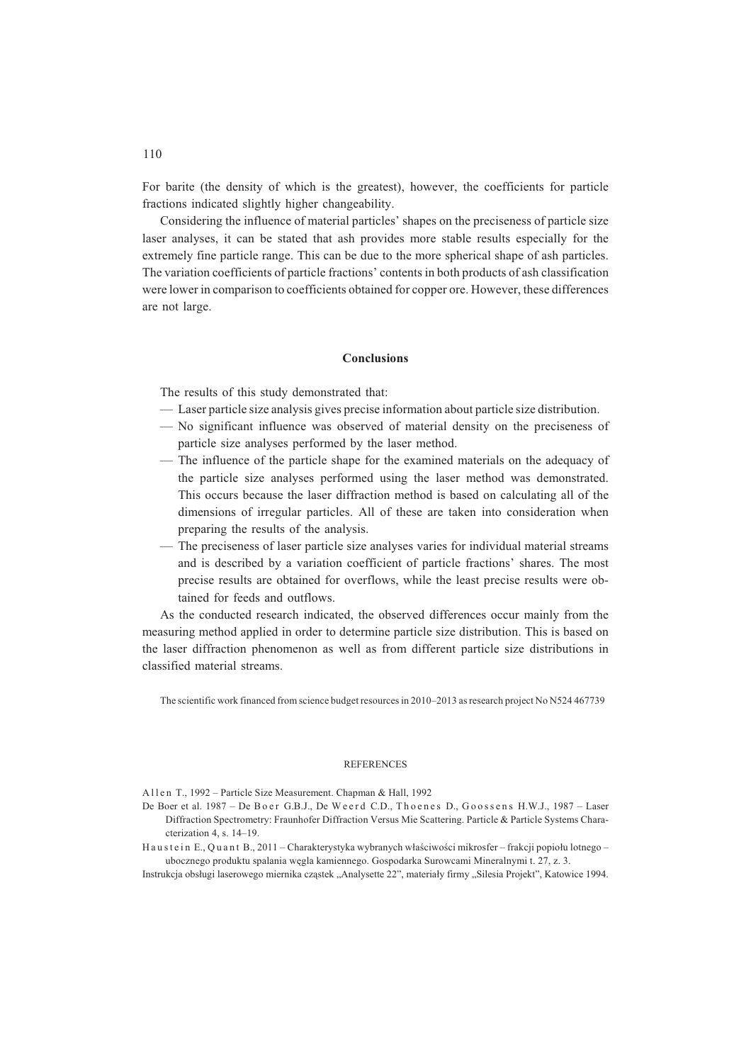For barite (the density of which is the greatest), however, the coefficients for particle fractions indicated slightly higher changeability.

Considering the influence of material particles' shapes on the preciseness of particle size laser analyses, it can be stated that ash provides more stable results especially for the extremely fine particle range. This can be due to the more spherical shape of ash particles. The variation coefficients of particle fractions' contents in both products of ash classification were lower in comparison to coefficients obtained for copper ore. However, these differences are not large.

## Conclusions

The results of this study demonstrated that:

- Laser particle size analysis gives precise information about particle size distribution.
- No significant influence was observed of material density on the preciseness of particle size analyses performed by the laser method.
- The influence of the particle shape for the examined materials on the adequacy of the particle size analyses performed using the laser method was demonstrated. This occurs because the laser diffraction method is based on calculating all of the dimensions of irregular particles. All of these are taken into consideration when preparing the results of the analysis.
- The preciseness of laser particle size analyses varies for individual material streams and is described by a variation coefficient of particle fractions' shares. The most precise results are obtained for overflows, while the least precise results were obtained for feeds and outflows.

As the conducted research indicated, the observed differences occur mainly from the measuring method applied in order to determine particle size distribution. This is based on the laser diffraction phenomenon as well as from different particle size distributions in classified material streams.

The scientific work financed from science budget resources in 2010–2013 as research project No N524 467739

### REFERENCES

Allen T., 1992 – Particle Size Measurement. Chapman & Hall, 1992

De Boer et al. 1987 – De Boer G.B.J., De Weerd C.D., Thoenes D., Goossens H.W.J., 1987 – Laser Diffraction Spectrometry: Fraunhofer Diffraction Versus Mie Scattering. Particle & Particle Systems Characterization 4, s. 14–19.

Haustein E., Quant B., 2011 – Charakterystyka wybranych właściwości mikrosfer – frakcji popiołu lotnego – ubocznego produktu spalania węgla kamiennego. Gospodarka Surowcami Mineralnymi t. 27, z. 3.

Instrukcja obsługi laserowego miernika cząstek „Analysette 22", materiały firmy „Silesia Projekt", Katowice 1994.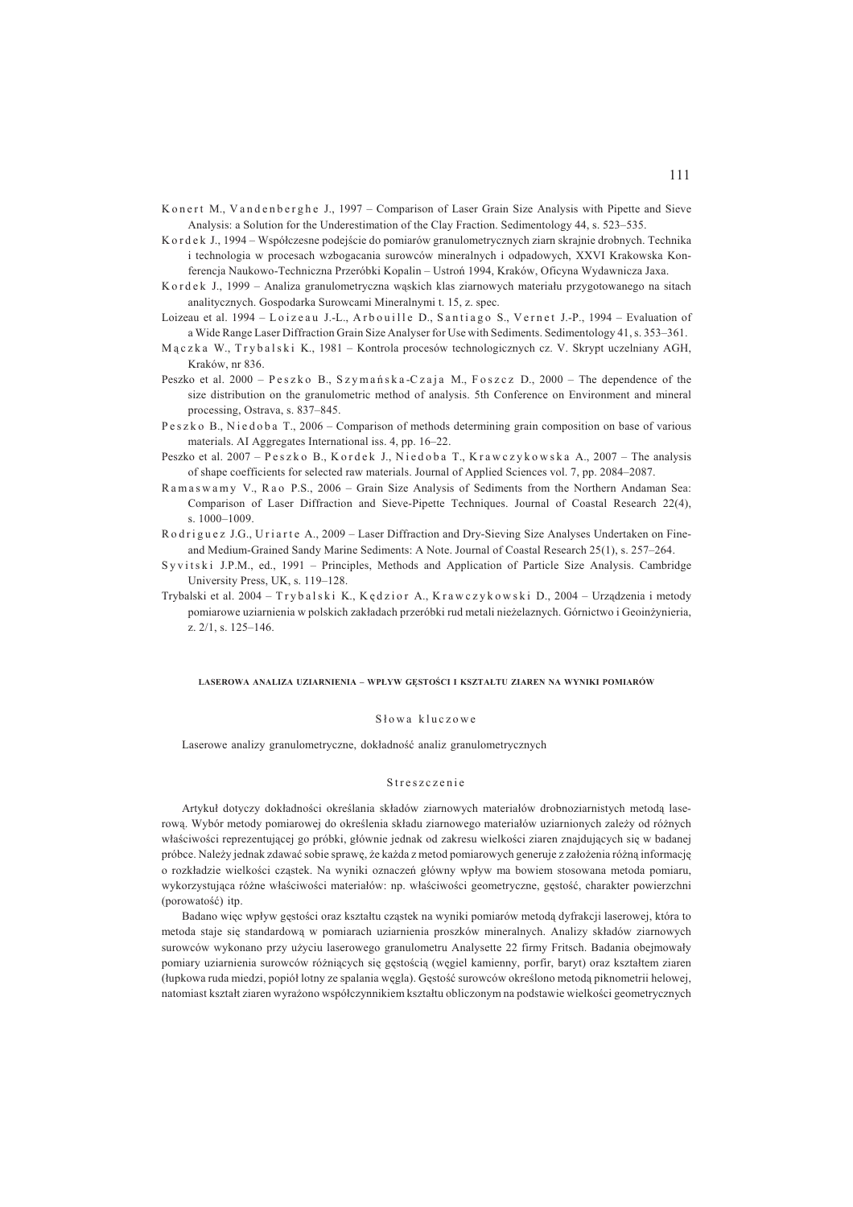Konert M., Vandenberghe J., 1997 – Comparison of Laser Grain Size Analysis with Pipette and Sieve Analysis: a Solution for the Underestimation of the Clay Fraction. Sedimentology 44, s. 523–535.

Kordek J., 1994 – Współczesne podejście do pomiarów granulometrycznych ziarn skrajnie drobnych. Technika i technologia w procesach wzbogacania surowców mineralnych i odpadowych, XXVI Krakowska Konferencja Naukowo-Techniczna Przeróbki Kopalin – Ustroń 1994, Kraków, Oficyna Wydawnicza Jaxa.

Kordek J., 1999 – Analiza granulometryczna wąskich klas ziarnowych materiału przygotowanego na sitach analitycznych. Gospodarka Surowcami Mineralnymi t. 15, z. spec.

Loizeau et al. 1994 – Loizeau J.-L., Arbouille D., Santiago S., Vernet J.-P., 1994 – Evaluation of a Wide Range Laser Diffraction Grain Size Analyser for Use with Sediments. Sedimentology 41, s. 353–361.

Mączka W., Trybalski K., 1981 – Kontrola procesów technologicznych cz. V. Skrypt uczelniany AGH, Kraków, nr 836.

Peszko et al. 2000 – Peszko B., Szymańska-Czaja M., Foszcz D., 2000 – The dependence of the size distribution on the granulometric method of analysis. 5th Conference on Environment and mineral processing, Ostrava, s. 837–845.

Peszko B., Niedoba T., 2006 – Comparison of methods determining grain composition on base of various materials. AI Aggregates International iss. 4, pp. 16–22.

Peszko et al. 2007 – Peszko B., Kordek J., Niedoba T., Krawczykowska A., 2007 – The analysis of shape coefficients for selected raw materials. Journal of Applied Sciences vol. 7, pp. 2084–2087.

Ramaswamy V., Rao P.S., 2006 – Grain Size Analysis of Sediments from the Northern Andaman Sea: Comparison of Laser Diffraction and Sieve-Pipette Techniques. Journal of Coastal Research 22(4), s. 1000–1009.

Rodriguez J.G., Uriarte A., 2009 – Laser Diffraction and Dry-Sieving Size Analyses Undertaken on Fine- and Medium-Grained Sandy Marine Sediments: A Note. Journal of Coastal Research 25(1), s. 257–264.

Syvitski J.P.M., ed., 1991 – Principles, Methods and Application of Particle Size Analysis. Cambridge University Press, UK, s. 119–128.

Trybalski et al. 2004 – Trybalski K., Kędzior A., Krawczykowski D., 2004 – Urządzenia i metody pomiarowe uziarnienia w polskich zakładach przeróbki rud metali nieżelaznych. Górnictwo i Geoinżynieria, z. 2/1, s. 125–146.

## LASEROWA ANALIZA UZIARNIENIA – WPŁYW GĘSTOŚCI I KSZTAŁTU ZIAREN NA WYNIKI POMIARÓW

### Słowa kluczowe

Laserowe analizy granulometryczne, dokładność analiz granulometrycznych

### Streszczenie

Artykuł dotyczy dokładności określania składów ziarnowych materiałów drobnoziarnistych metodą laserową. Wybór metody pomiarowej do określenia składu ziarnowego materiałów uziarnionych zależy od różnych właściwości reprezentującej go próbki, głównie jednak od zakresu wielkości ziaren znajdujących się w badanej próbce. Należy jednak zdawać sobie sprawę, że każda z metod pomiarowych generuje z założenia różną informację o rozkładzie wielkości cząstek. Na wyniki oznaczeń główny wpływ ma bowiem stosowana metoda pomiaru, wykorzystująca różne właściwości materiałów: np. właściwości geometryczne, gęstość, charakter powierzchni (porowatość) itp.

Badano więc wpływ gęstości oraz kształtu cząstek na wyniki pomiarów metodą dyfrakcji laserowej, która to metoda staje się standardową w pomiarach uziarnienia proszków mineralnych. Analizy składów ziarnowych surowców wykonano przy użyciu laserowego granulometru Analysette 22 firmy Fritsch. Badania obejmowały pomiary uziarnienia surowców różniących się gęstością (węgiel kamienny, porfir, baryt) oraz kształtem ziaren (łupkowa ruda miedzi, popiół lotny ze spalania węgla). Gęstość surowców określono metodą piknometrii helowej, natomiast kształt ziaren wyrażono współczynnikiem kształtu obliczonym na podstawie wielkości geometrycznych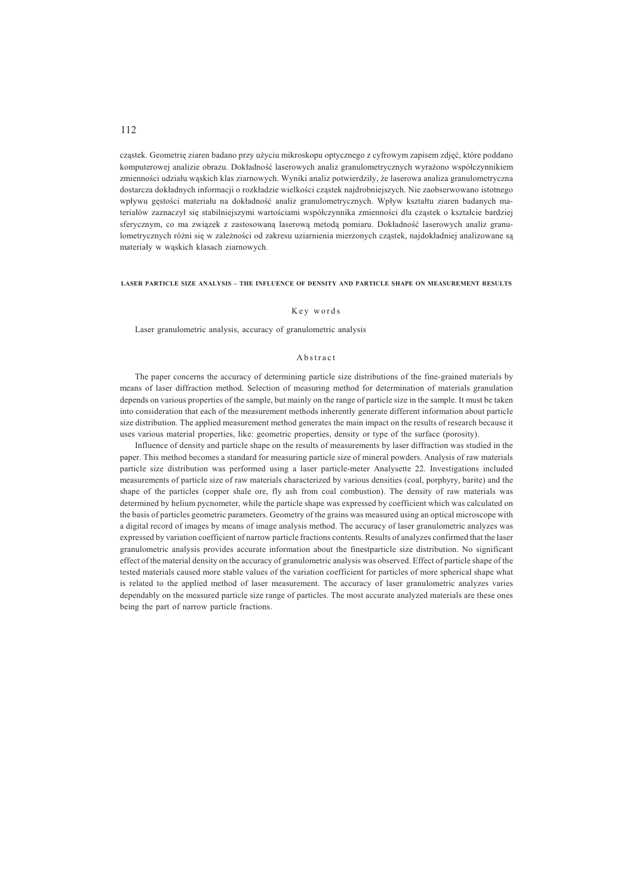cząstek. Geometrię ziaren badano przy użyciu mikroskopu optycznego z cyfrowym zapisem zdjęć, które poddano komputerowej analizie obrazu. Dokładność laserowych analiz granulometrycznych wyrażono współczynnikiem zmienności udziału wąskich klas ziarnowych. Wyniki analiz potwierdziły, że laserowa analiza granulometryczna dostarcza dokładnych informacji o rozkładzie wielkości cząstek najdrobniejszych. Nie zaobserwowano istotnego wpływu gęstości materiału na dokładność analiz granulometrycznych. Wpływ kształtu ziaren badanych materiałów zaznaczył się stabilniejszymi wartościami współczynnika zmienności dla cząstek o kształcie bardziej sferycznym, co ma związek z zastosowaną laserową metodą pomiaru. Dokładność laserowych analiz granulometrycznych różni się w zależności od zakresu uziarnienia mierzonych cząstek, najdokładniej analizowane są materiały w wąskich klasach ziarnowych.

## LASER PARTICLE SIZE ANALYSIS – THE INFLUENCE OF DENSITY AND PARTICLE SHAPE ON MEASUREMENT RESULTS

### Key words

Laser granulometric analysis, accuracy of granulometric analysis

### Abstract

The paper concerns the accuracy of determining particle size distributions of the fine-grained materials by means of laser diffraction method. Selection of measuring method for determination of materials granulation depends on various properties of the sample, but mainly on the range of particle size in the sample. It must be taken into consideration that each of the measurement methods inherently generate different information about particle size distribution. The applied measurement method generates the main impact on the results of research because it uses various material properties, like: geometric properties, density or type of the surface (porosity).

Influence of density and particle shape on the results of measurements by laser diffraction was studied in the paper. This method becomes a standard for measuring particle size of mineral powders. Analysis of raw materials particle size distribution was performed using a laser particle-meter Analysette 22. Investigations included measurements of particle size of raw materials characterized by various densities (coal, porphyry, barite) and the shape of the particles (copper shale ore, fly ash from coal combustion). The density of raw materials was determined by helium pycnometer, while the particle shape was expressed by coefficient which was calculated on the basis of particles geometric parameters. Geometry of the grains was measured using an optical microscope with a digital record of images by means of image analysis method. The accuracy of laser granulometric analyzes was expressed by variation coefficient of narrow particle fractions contents. Results of analyzes confirmed that the laser granulometric analysis provides accurate information about the finestparticle size distribution. No significant effect of the material density on the accuracy of granulometric analysis was observed. Effect of particle shape of the tested materials caused more stable values of the variation coefficient for particles of more spherical shape what is related to the applied method of laser measurement. The accuracy of laser granulometric analyzes varies dependably on the measured particle size range of particles. The most accurate analyzed materials are these ones being the part of narrow particle fractions.